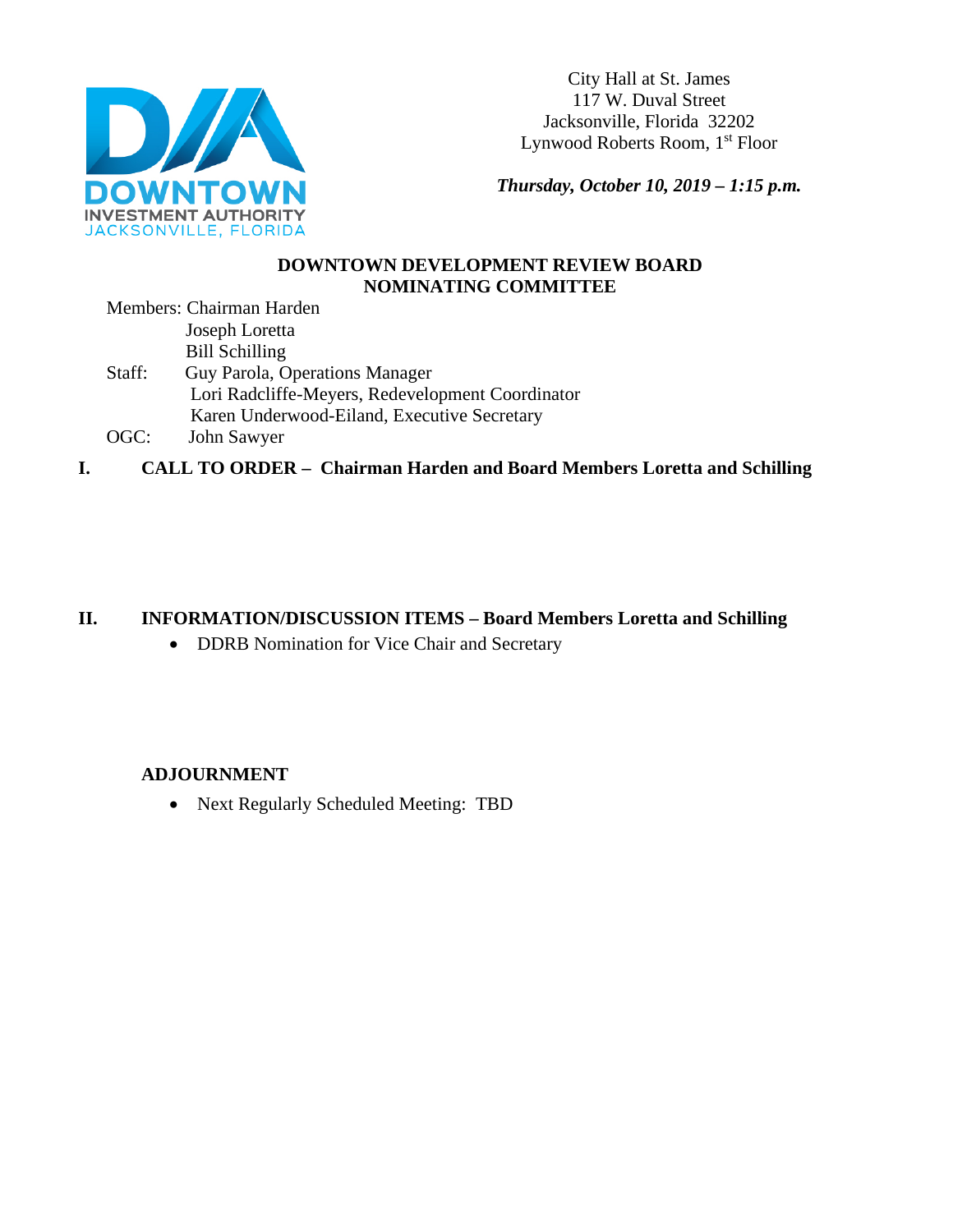DOWNTOWN
INVESTMENT AUTHORITY
JACKSONVILLE, FLORIDA

City Hall at St. James
117 W. Duval Street
Jacksonville, Florida 32202
Lynwood Roberts Room, 1st Floor

***Thursday, October 10, 2019 – 1:15 p.m.***

## DOWNTOWN DEVELOPMENT REVIEW BOARD
## NOMINATING COMMITTEE

Members: Chairman Harden
Joseph Loretta
Bill Schilling

Staff: Guy Parola, Operations Manager
Lori Radcliffe-Meyers, Redevelopment Coordinator
Karen Underwood-Eiland, Executive Secretary

OGC: John Sawyer

**I. CALL TO ORDER – Chairman Harden and Board Members Loretta and Schilling**

**II. INFORMATION/DISCUSSION ITEMS – Board Members Loretta and Schilling**

- DDRB Nomination for Vice Chair and Secretary

**ADJOURNMENT**

- Next Regularly Scheduled Meeting: TBD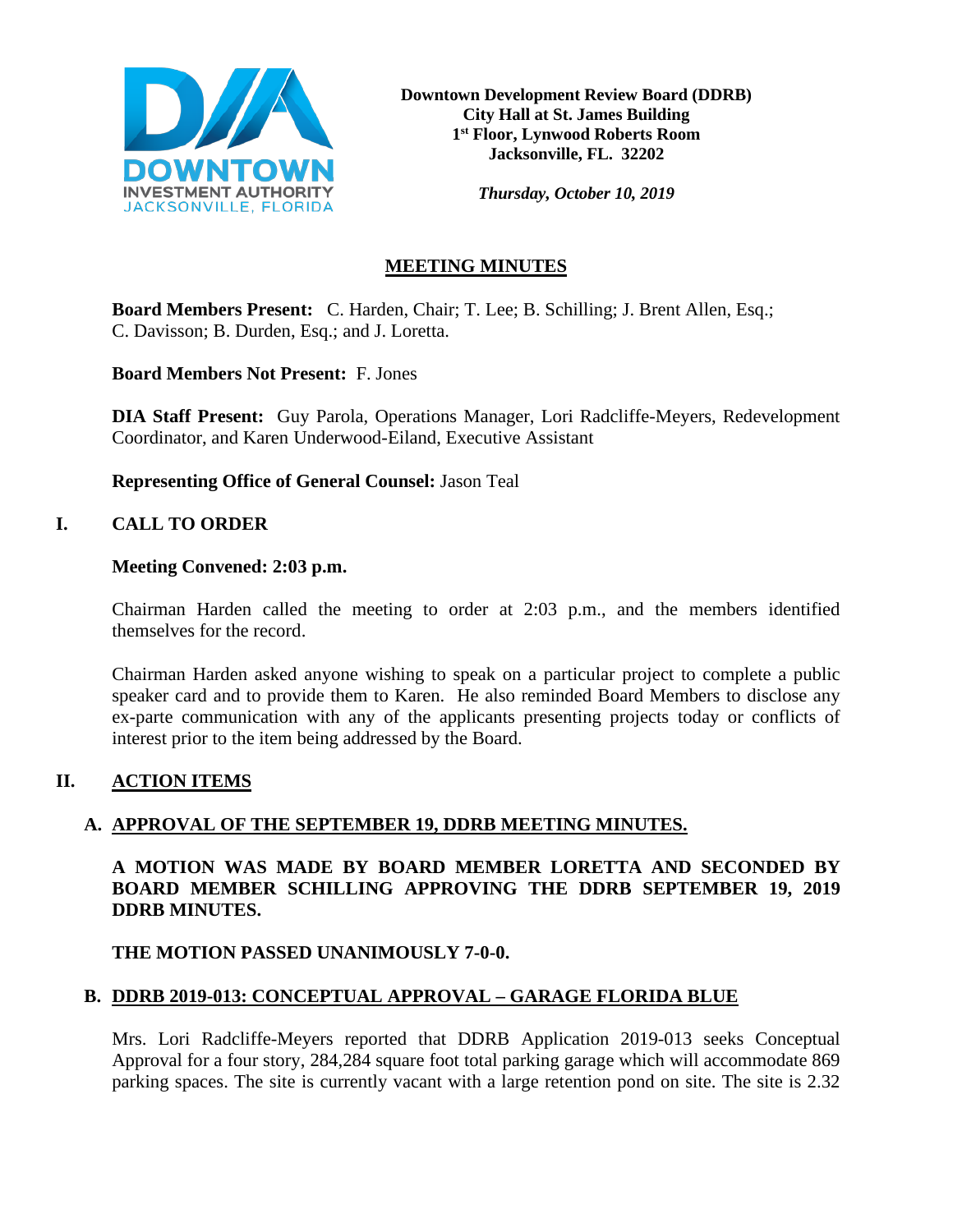**Downtown Development Review Board (DDRB)**
**City Hall at St. James Building**
**1st Floor, Lynwood Roberts Room**
**Jacksonville, FL. 32202**

***Thursday, October 10, 2019***

## MEETING MINUTES

**Board Members Present:** C. Harden, Chair; T. Lee; B. Schilling; J. Brent Allen, Esq.; C. Davisson; B. Durden, Esq.; and J. Loretta.

**Board Members Not Present:** F. Jones

**DIA Staff Present:** Guy Parola, Operations Manager, Lori Radcliffe-Meyers, Redevelopment Coordinator, and Karen Underwood-Eiland, Executive Assistant

**Representing Office of General Counsel:** Jason Teal

## I. CALL TO ORDER

**Meeting Convened: 2:03 p.m.**

Chairman Harden called the meeting to order at 2:03 p.m., and the members identified themselves for the record.

Chairman Harden asked anyone wishing to speak on a particular project to complete a public speaker card and to provide them to Karen. He also reminded Board Members to disclose any ex-parte communication with any of the applicants presenting projects today or conflicts of interest prior to the item being addressed by the Board.

## II. ACTION ITEMS

### A. APPROVAL OF THE SEPTEMBER 19, DDRB MEETING MINUTES.

**A MOTION WAS MADE BY BOARD MEMBER LORETTA AND SECONDED BY BOARD MEMBER SCHILLING APPROVING THE DDRB SEPTEMBER 19, 2019 DDRB MINUTES.**

**THE MOTION PASSED UNANIMOUSLY 7-0-0.**

### B. DDRB 2019-013: CONCEPTUAL APPROVAL – GARAGE FLORIDA BLUE

Mrs. Lori Radcliffe-Meyers reported that DDRB Application 2019-013 seeks Conceptual Approval for a four story, 284,284 square foot total parking garage which will accommodate 869 parking spaces. The site is currently vacant with a large retention pond on site. The site is 2.32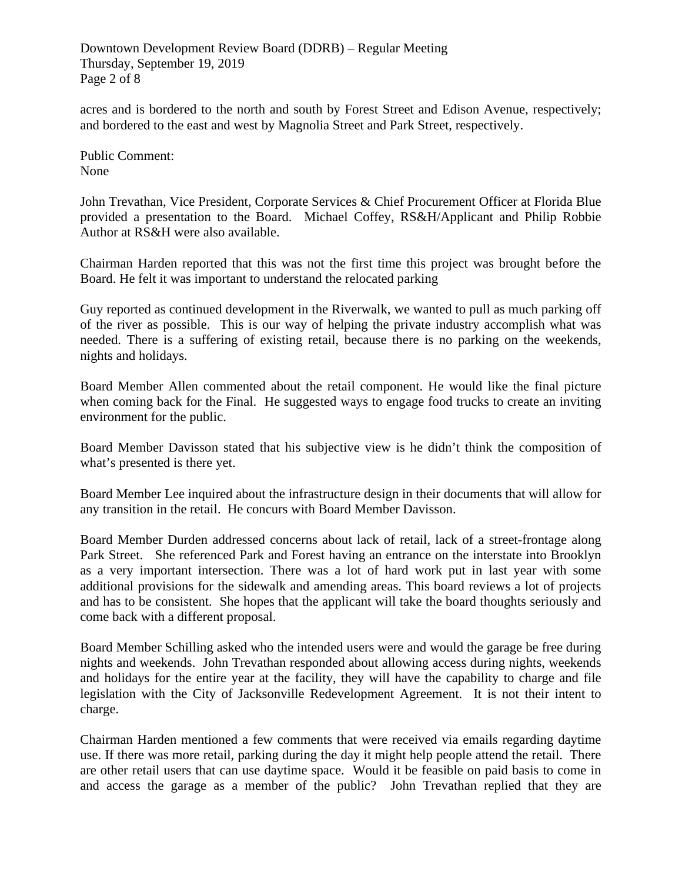acres and is bordered to the north and south by Forest Street and Edison Avenue, respectively; and bordered to the east and west by Magnolia Street and Park Street, respectively.

Public Comment:
None

John Trevathan, Vice President, Corporate Services & Chief Procurement Officer at Florida Blue provided a presentation to the Board. Michael Coffey, RS&H/Applicant and Philip Robbie Author at RS&H were also available.

Chairman Harden reported that this was not the first time this project was brought before the Board. He felt it was important to understand the relocated parking

Guy reported as continued development in the Riverwalk, we wanted to pull as much parking off of the river as possible. This is our way of helping the private industry accomplish what was needed. There is a suffering of existing retail, because there is no parking on the weekends, nights and holidays.

Board Member Allen commented about the retail component. He would like the final picture when coming back for the Final. He suggested ways to engage food trucks to create an inviting environment for the public.

Board Member Davisson stated that his subjective view is he didn't think the composition of what's presented is there yet.

Board Member Lee inquired about the infrastructure design in their documents that will allow for any transition in the retail. He concurs with Board Member Davisson.

Board Member Durden addressed concerns about lack of retail, lack of a street-frontage along Park Street. She referenced Park and Forest having an entrance on the interstate into Brooklyn as a very important intersection. There was a lot of hard work put in last year with some additional provisions for the sidewalk and amending areas. This board reviews a lot of projects and has to be consistent. She hopes that the applicant will take the board thoughts seriously and come back with a different proposal.

Board Member Schilling asked who the intended users were and would the garage be free during nights and weekends. John Trevathan responded about allowing access during nights, weekends and holidays for the entire year at the facility, they will have the capability to charge and file legislation with the City of Jacksonville Redevelopment Agreement. It is not their intent to charge.

Chairman Harden mentioned a few comments that were received via emails regarding daytime use. If there was more retail, parking during the day it might help people attend the retail. There are other retail users that can use daytime space. Would it be feasible on paid basis to come in and access the garage as a member of the public? John Trevathan replied that they are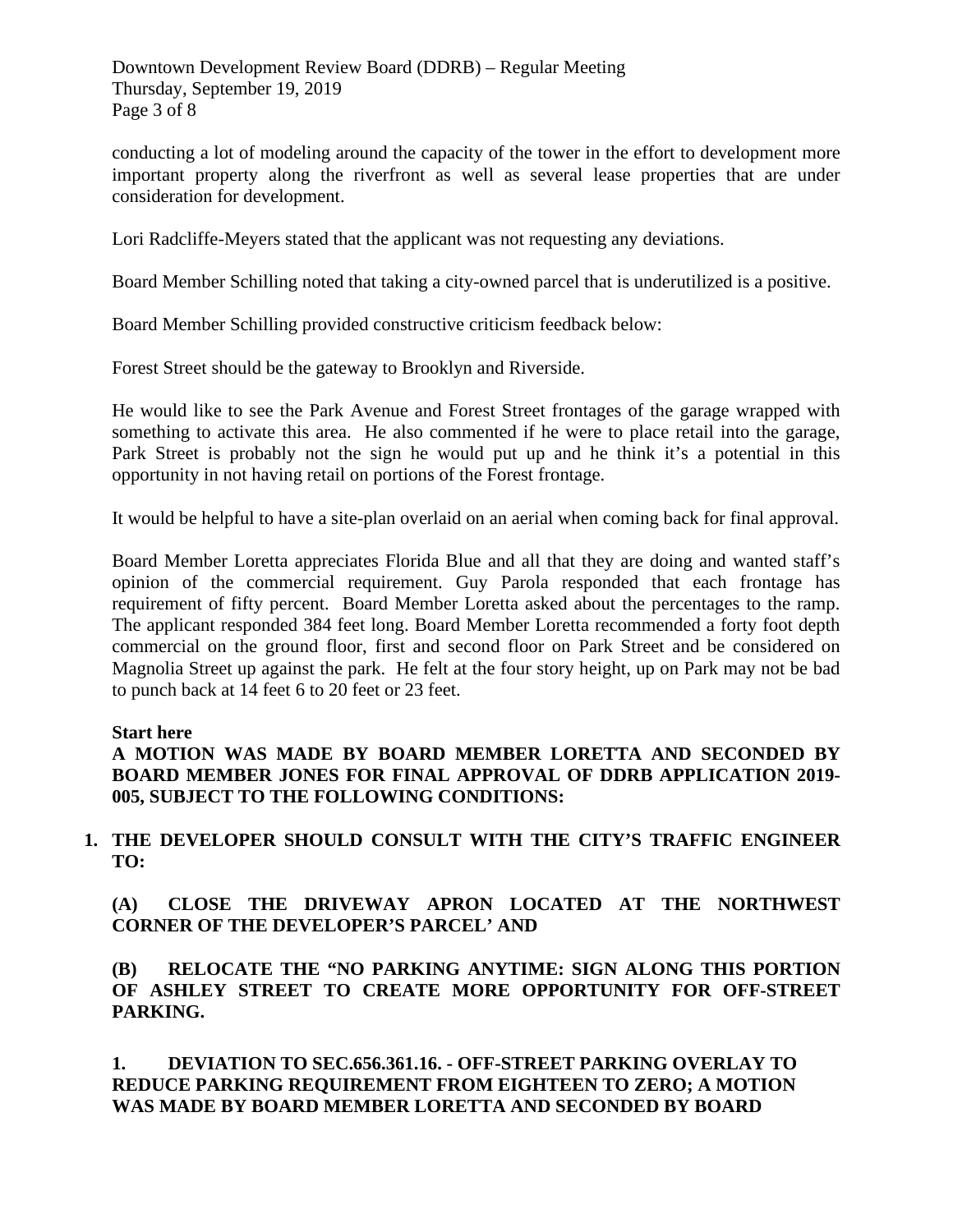conducting a lot of modeling around the capacity of the tower in the effort to development more important property along the riverfront as well as several lease properties that are under consideration for development.

Lori Radcliffe-Meyers stated that the applicant was not requesting any deviations.

Board Member Schilling noted that taking a city-owned parcel that is underutilized is a positive.

Board Member Schilling provided constructive criticism feedback below:

Forest Street should be the gateway to Brooklyn and Riverside.

He would like to see the Park Avenue and Forest Street frontages of the garage wrapped with something to activate this area. He also commented if he were to place retail into the garage, Park Street is probably not the sign he would put up and he think it's a potential in this opportunity in not having retail on portions of the Forest frontage.

It would be helpful to have a site-plan overlaid on an aerial when coming back for final approval.

Board Member Loretta appreciates Florida Blue and all that they are doing and wanted staff's opinion of the commercial requirement. Guy Parola responded that each frontage has requirement of fifty percent. Board Member Loretta asked about the percentages to the ramp. The applicant responded 384 feet long. Board Member Loretta recommended a forty foot depth commercial on the ground floor, first and second floor on Park Street and be considered on Magnolia Street up against the park. He felt at the four story height, up on Park may not be bad to punch back at 14 feet 6 to 20 feet or 23 feet.

**Start here**

**A MOTION WAS MADE BY BOARD MEMBER LORETTA AND SECONDED BY BOARD MEMBER JONES FOR FINAL APPROVAL OF DDRB APPLICATION 2019-005, SUBJECT TO THE FOLLOWING CONDITIONS:**

1. **THE DEVELOPER SHOULD CONSULT WITH THE CITY'S TRAFFIC ENGINEER TO:**

   **(A) CLOSE THE DRIVEWAY APRON LOCATED AT THE NORTHWEST CORNER OF THE DEVELOPER'S PARCEL' AND**

   **(B) RELOCATE THE "NO PARKING ANYTIME: SIGN ALONG THIS PORTION OF ASHLEY STREET TO CREATE MORE OPPORTUNITY FOR OFF-STREET PARKING.**

**1. DEVIATION TO SEC.656.361.16. - OFF-STREET PARKING OVERLAY TO REDUCE PARKING REQUIREMENT FROM EIGHTEEN TO ZERO; A MOTION WAS MADE BY BOARD MEMBER LORETTA AND SECONDED BY BOARD**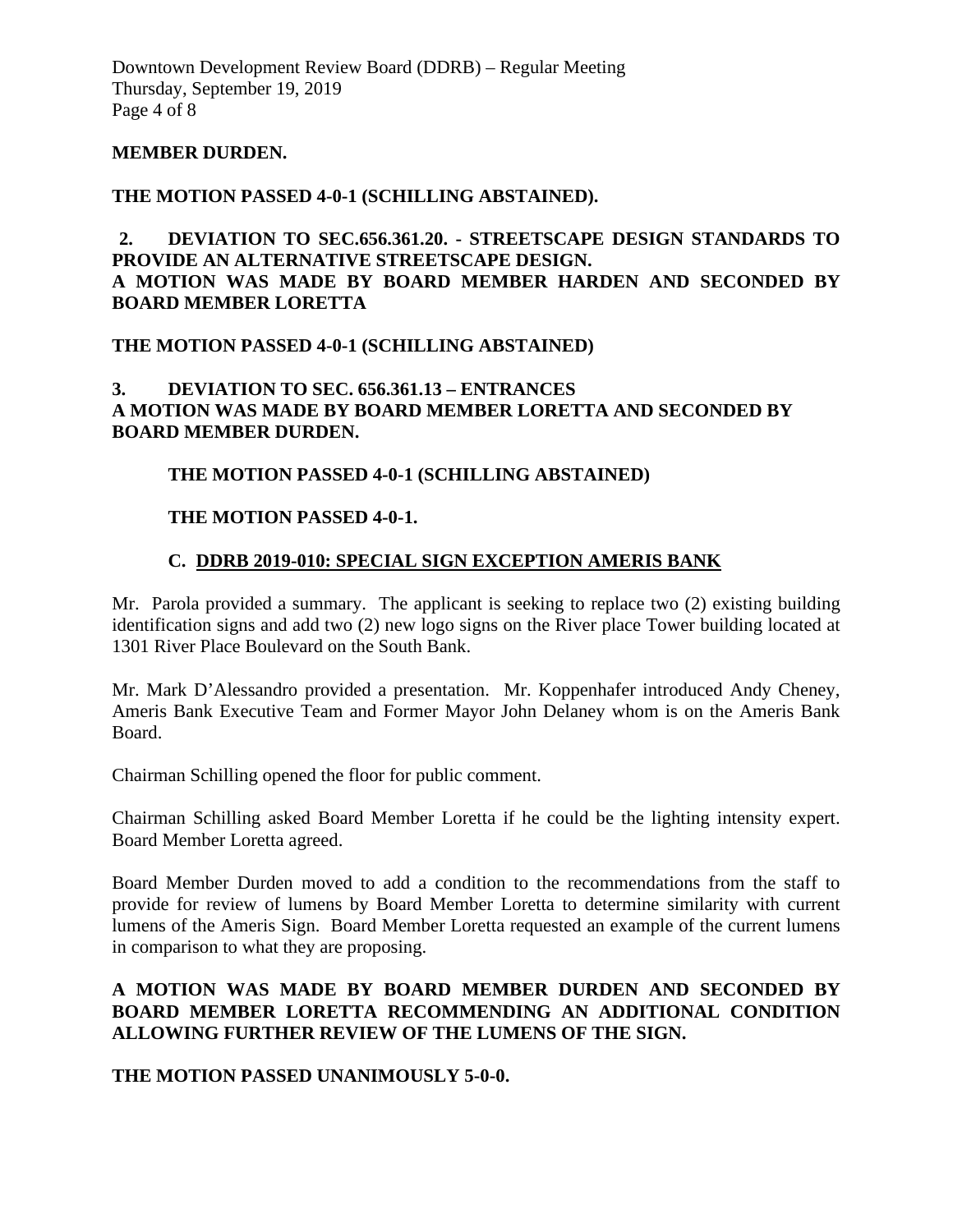**MEMBER DURDEN.**

**THE MOTION PASSED 4-0-1 (SCHILLING ABSTAINED).**

**2. DEVIATION TO SEC.656.361.20. - STREETSCAPE DESIGN STANDARDS TO PROVIDE AN ALTERNATIVE STREETSCAPE DESIGN.**
**A MOTION WAS MADE BY BOARD MEMBER HARDEN AND SECONDED BY BOARD MEMBER LORETTA**

**THE MOTION PASSED 4-0-1 (SCHILLING ABSTAINED)**

**3. DEVIATION TO SEC. 656.361.13 – ENTRANCES**
**A MOTION WAS MADE BY BOARD MEMBER LORETTA AND SECONDED BY BOARD MEMBER DURDEN.**

**THE MOTION PASSED 4-0-1 (SCHILLING ABSTAINED)**

**THE MOTION PASSED 4-0-1.**

## C. DDRB 2019-010: SPECIAL SIGN EXCEPTION AMERIS BANK

Mr. Parola provided a summary. The applicant is seeking to replace two (2) existing building identification signs and add two (2) new logo signs on the River place Tower building located at 1301 River Place Boulevard on the South Bank.

Mr. Mark D'Alessandro provided a presentation. Mr. Koppenhafer introduced Andy Cheney, Ameris Bank Executive Team and Former Mayor John Delaney whom is on the Ameris Bank Board.

Chairman Schilling opened the floor for public comment.

Chairman Schilling asked Board Member Loretta if he could be the lighting intensity expert. Board Member Loretta agreed.

Board Member Durden moved to add a condition to the recommendations from the staff to provide for review of lumens by Board Member Loretta to determine similarity with current lumens of the Ameris Sign. Board Member Loretta requested an example of the current lumens in comparison to what they are proposing.

**A MOTION WAS MADE BY BOARD MEMBER DURDEN AND SECONDED BY BOARD MEMBER LORETTA RECOMMENDING AN ADDITIONAL CONDITION ALLOWING FURTHER REVIEW OF THE LUMENS OF THE SIGN.**

**THE MOTION PASSED UNANIMOUSLY 5-0-0.**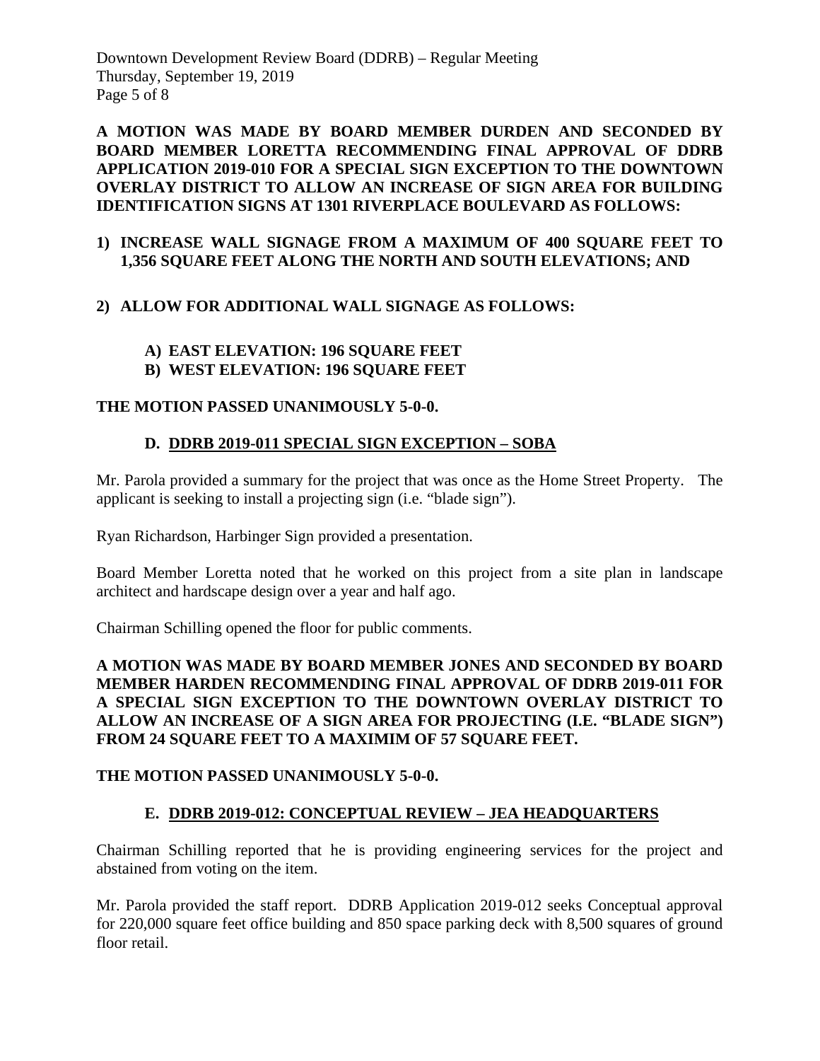**A MOTION WAS MADE BY BOARD MEMBER DURDEN AND SECONDED BY BOARD MEMBER LORETTA RECOMMENDING FINAL APPROVAL OF DDRB APPLICATION 2019-010 FOR A SPECIAL SIGN EXCEPTION TO THE DOWNTOWN OVERLAY DISTRICT TO ALLOW AN INCREASE OF SIGN AREA FOR BUILDING IDENTIFICATION SIGNS AT 1301 RIVERPLACE BOULEVARD AS FOLLOWS:**

1) **INCREASE WALL SIGNAGE FROM A MAXIMUM OF 400 SQUARE FEET TO 1,356 SQUARE FEET ALONG THE NORTH AND SOUTH ELEVATIONS; AND**

2) **ALLOW FOR ADDITIONAL WALL SIGNAGE AS FOLLOWS:**

   A) **EAST ELEVATION: 196 SQUARE FEET**
   B) **WEST ELEVATION: 196 SQUARE FEET**

**THE MOTION PASSED UNANIMOUSLY 5-0-0.**

### D. DDRB 2019-011 SPECIAL SIGN EXCEPTION – SOBA

Mr. Parola provided a summary for the project that was once as the Home Street Property. The applicant is seeking to install a projecting sign (i.e. "blade sign").

Ryan Richardson, Harbinger Sign provided a presentation.

Board Member Loretta noted that he worked on this project from a site plan in landscape architect and hardscape design over a year and half ago.

Chairman Schilling opened the floor for public comments.

**A MOTION WAS MADE BY BOARD MEMBER JONES AND SECONDED BY BOARD MEMBER HARDEN RECOMMENDING FINAL APPROVAL OF DDRB 2019-011 FOR A SPECIAL SIGN EXCEPTION TO THE DOWNTOWN OVERLAY DISTRICT TO ALLOW AN INCREASE OF A SIGN AREA FOR PROJECTING (I.E. "BLADE SIGN") FROM 24 SQUARE FEET TO A MAXIMIM OF 57 SQUARE FEET.**

**THE MOTION PASSED UNANIMOUSLY 5-0-0.**

### E. DDRB 2019-012: CONCEPTUAL REVIEW – JEA HEADQUARTERS

Chairman Schilling reported that he is providing engineering services for the project and abstained from voting on the item.

Mr. Parola provided the staff report. DDRB Application 2019-012 seeks Conceptual approval for 220,000 square feet office building and 850 space parking deck with 8,500 squares of ground floor retail.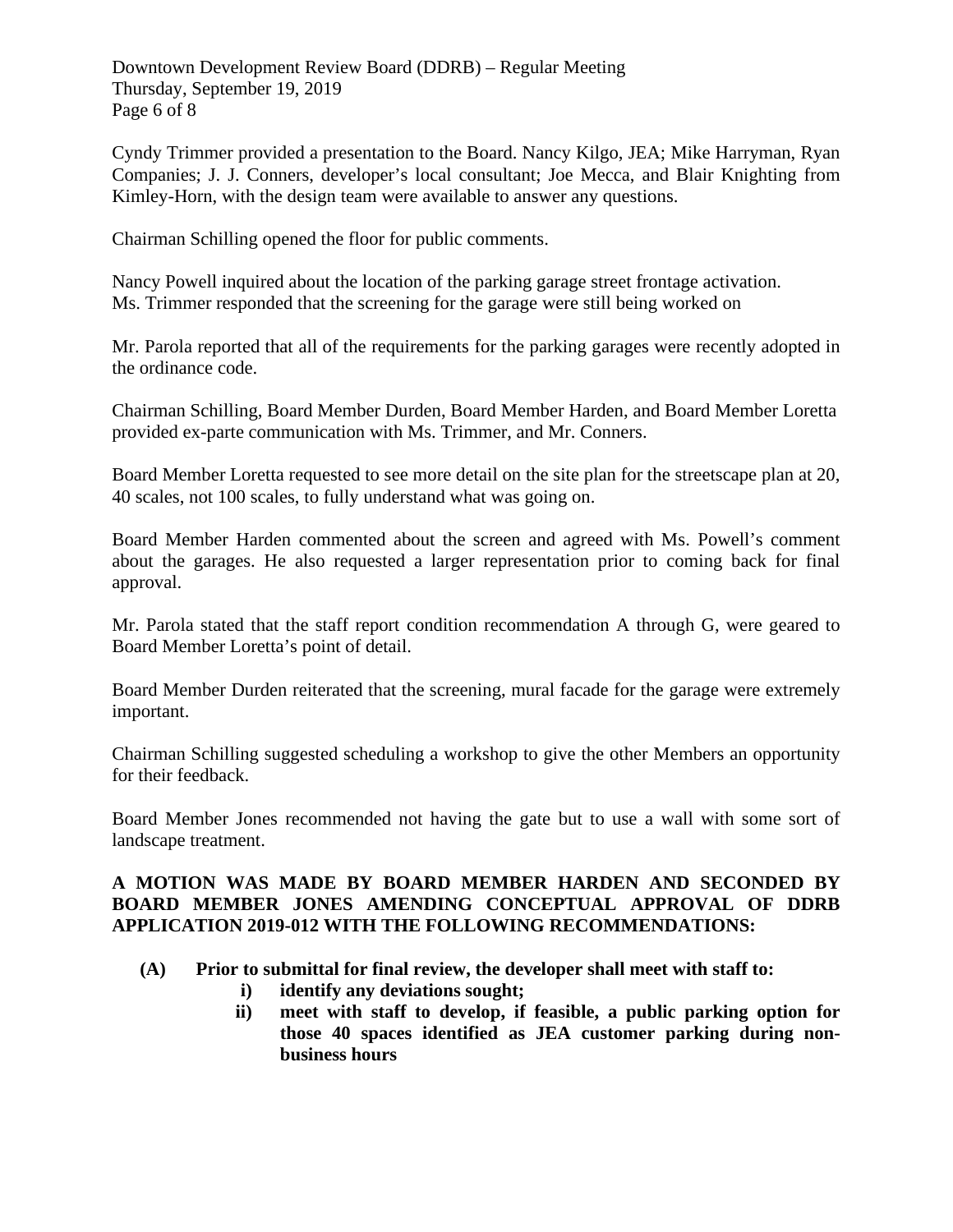Cyndy Trimmer provided a presentation to the Board. Nancy Kilgo, JEA; Mike Harryman, Ryan Companies; J. J. Conners, developer's local consultant; Joe Mecca, and Blair Knighting from Kimley-Horn, with the design team were available to answer any questions.

Chairman Schilling opened the floor for public comments.

Nancy Powell inquired about the location of the parking garage street frontage activation. Ms. Trimmer responded that the screening for the garage were still being worked on

Mr. Parola reported that all of the requirements for the parking garages were recently adopted in the ordinance code.

Chairman Schilling, Board Member Durden, Board Member Harden, and Board Member Loretta provided ex-parte communication with Ms. Trimmer, and Mr. Conners.

Board Member Loretta requested to see more detail on the site plan for the streetscape plan at 20, 40 scales, not 100 scales, to fully understand what was going on.

Board Member Harden commented about the screen and agreed with Ms. Powell's comment about the garages. He also requested a larger representation prior to coming back for final approval.

Mr. Parola stated that the staff report condition recommendation A through G, were geared to Board Member Loretta's point of detail.

Board Member Durden reiterated that the screening, mural facade for the garage were extremely important.

Chairman Schilling suggested scheduling a workshop to give the other Members an opportunity for their feedback.

Board Member Jones recommended not having the gate but to use a wall with some sort of landscape treatment.

**A MOTION WAS MADE BY BOARD MEMBER HARDEN AND SECONDED BY BOARD MEMBER JONES AMENDING CONCEPTUAL APPROVAL OF DDRB APPLICATION 2019-012 WITH THE FOLLOWING RECOMMENDATIONS:**

**(A) Prior to submittal for final review, the developer shall meet with staff to:**

- **i) identify any deviations sought;**
- **ii) meet with staff to develop, if feasible, a public parking option for those 40 spaces identified as JEA customer parking during non-business hours**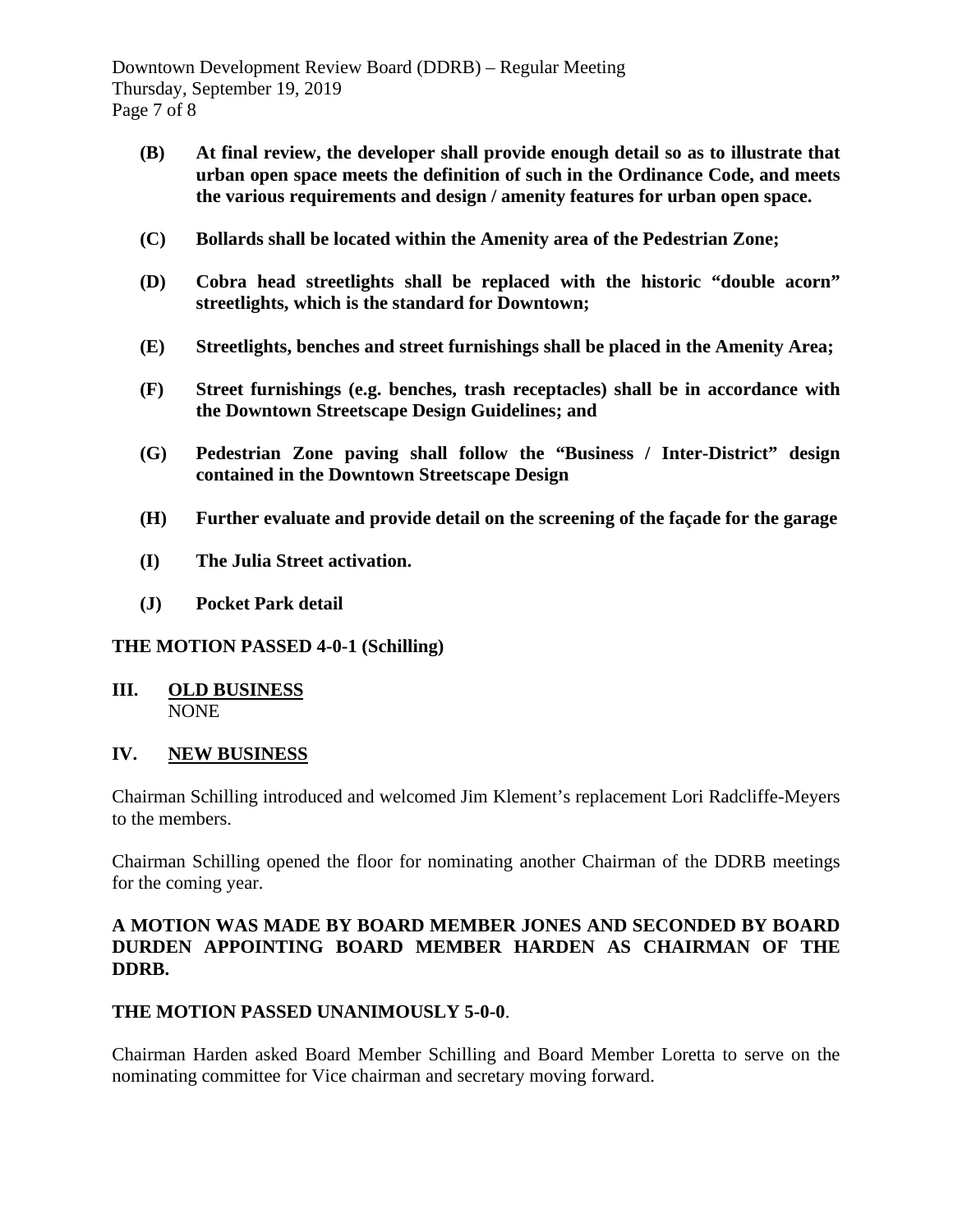**(B) At final review, the developer shall provide enough detail so as to illustrate that urban open space meets the definition of such in the Ordinance Code, and meets the various requirements and design / amenity features for urban open space.**

**(C) Bollards shall be located within the Amenity area of the Pedestrian Zone;**

**(D) Cobra head streetlights shall be replaced with the historic "double acorn" streetlights, which is the standard for Downtown;**

**(E) Streetlights, benches and street furnishings shall be placed in the Amenity Area;**

**(F) Street furnishings (e.g. benches, trash receptacles) shall be in accordance with the Downtown Streetscape Design Guidelines; and**

**(G) Pedestrian Zone paving shall follow the "Business / Inter-District" design contained in the Downtown Streetscape Design**

**(H) Further evaluate and provide detail on the screening of the façade for the garage**

**(I) The Julia Street activation.**

**(J) Pocket Park detail**

**THE MOTION PASSED 4-0-1 (Schilling)**

## III. OLD BUSINESS

NONE

## IV. NEW BUSINESS

Chairman Schilling introduced and welcomed Jim Klement's replacement Lori Radcliffe-Meyers to the members.

Chairman Schilling opened the floor for nominating another Chairman of the DDRB meetings for the coming year.

**A MOTION WAS MADE BY BOARD MEMBER JONES AND SECONDED BY BOARD DURDEN APPOINTING BOARD MEMBER HARDEN AS CHAIRMAN OF THE DDRB.**

**THE MOTION PASSED UNANIMOUSLY 5-0-0**.

Chairman Harden asked Board Member Schilling and Board Member Loretta to serve on the nominating committee for Vice chairman and secretary moving forward.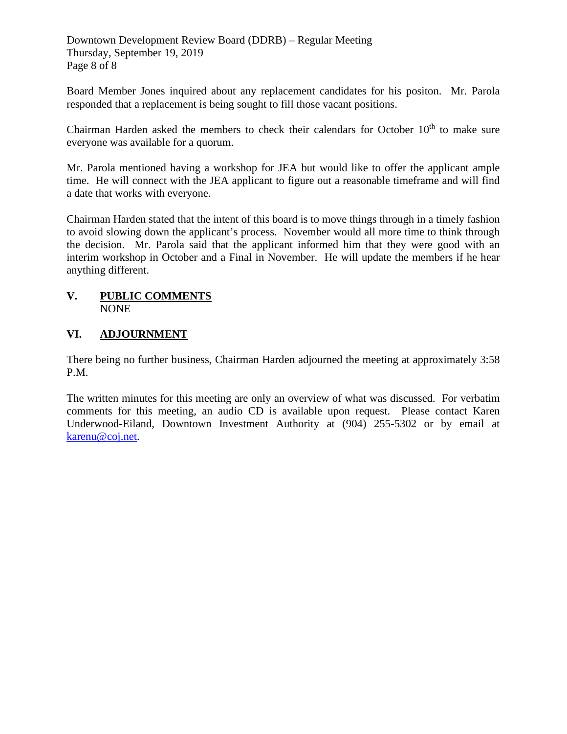Board Member Jones inquired about any replacement candidates for his positon. Mr. Parola responded that a replacement is being sought to fill those vacant positions.

Chairman Harden asked the members to check their calendars for October 10th to make sure everyone was available for a quorum.

Mr. Parola mentioned having a workshop for JEA but would like to offer the applicant ample time. He will connect with the JEA applicant to figure out a reasonable timeframe and will find a date that works with everyone.

Chairman Harden stated that the intent of this board is to move things through in a timely fashion to avoid slowing down the applicant's process. November would all more time to think through the decision. Mr. Parola said that the applicant informed him that they were good with an interim workshop in October and a Final in November. He will update the members if he hear anything different.

## V. PUBLIC COMMENTS

NONE

## VI. ADJOURNMENT

There being no further business, Chairman Harden adjourned the meeting at approximately 3:58 P.M.

The written minutes for this meeting are only an overview of what was discussed. For verbatim comments for this meeting, an audio CD is available upon request. Please contact Karen Underwood-Eiland, Downtown Investment Authority at (904) 255-5302 or by email at karenu@coj.net.